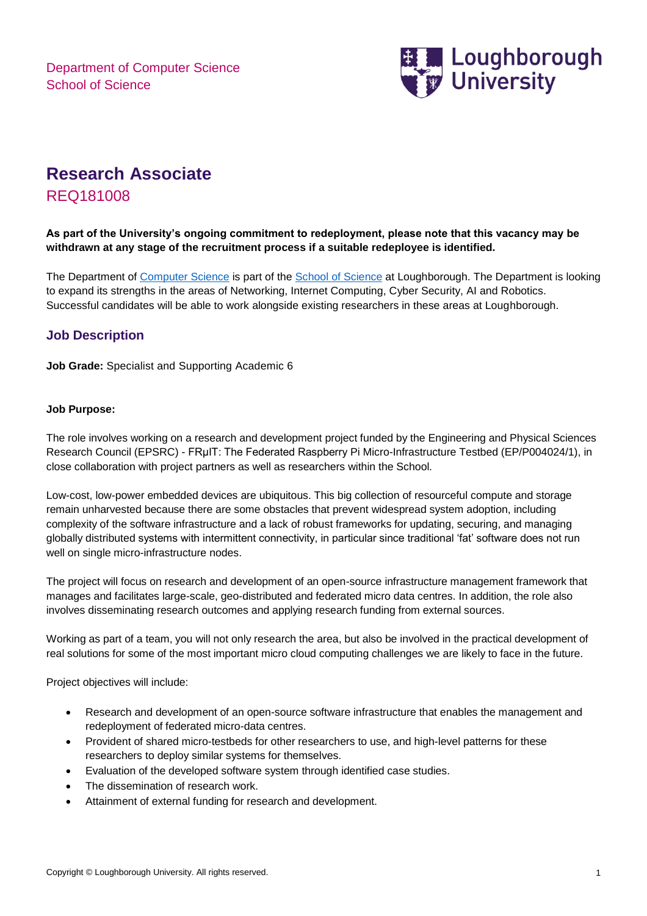Department of Computer Science
School of Science

Loughborough University

# Research Associate

## REQ181008

**As part of the University's ongoing commitment to redeployment, please note that this vacancy may be withdrawn at any stage of the recruitment process if a suitable redeployee is identified.**

The Department of [Computer Science] is part of the [School of Science] at Loughborough. The Department is looking to expand its strengths in the areas of Networking, Internet Computing, Cyber Security, AI and Robotics. Successful candidates will be able to work alongside existing researchers in these areas at Loughborough.

## Job Description

**Job Grade:** Specialist and Supporting Academic 6

**Job Purpose:**

The role involves working on a research and development project funded by the Engineering and Physical Sciences Research Council (EPSRC) - FRμIT: The Federated Raspberry Pi Micro-Infrastructure Testbed (EP/P004024/1), in close collaboration with project partners as well as researchers within the School.

Low-cost, low-power embedded devices are ubiquitous. This big collection of resourceful compute and storage remain unharvested because there are some obstacles that prevent widespread system adoption, including complexity of the software infrastructure and a lack of robust frameworks for updating, securing, and managing globally distributed systems with intermittent connectivity, in particular since traditional 'fat' software does not run well on single micro-infrastructure nodes.

The project will focus on research and development of an open-source infrastructure management framework that manages and facilitates large-scale, geo-distributed and federated micro data centres. In addition, the role also involves disseminating research outcomes and applying research funding from external sources.

Working as part of a team, you will not only research the area, but also be involved in the practical development of real solutions for some of the most important micro cloud computing challenges we are likely to face in the future.

Project objectives will include:

- Research and development of an open-source software infrastructure that enables the management and redeployment of federated micro-data centres.
- Provident of shared micro-testbeds for other researchers to use, and high-level patterns for these researchers to deploy similar systems for themselves.
- Evaluation of the developed software system through identified case studies.
- The dissemination of research work.
- Attainment of external funding for research and development.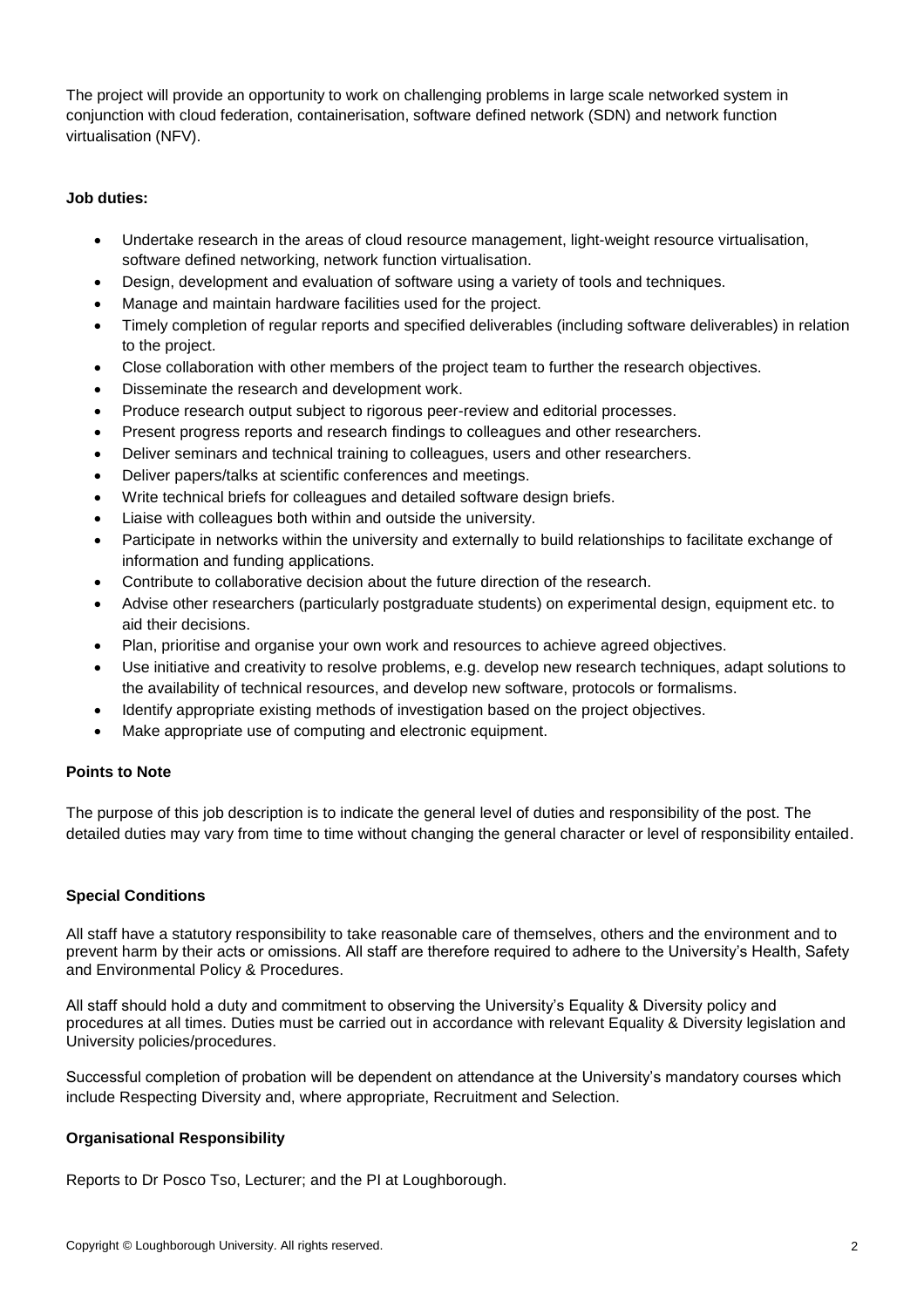The project will provide an opportunity to work on challenging problems in large scale networked system in conjunction with cloud federation, containerisation, software defined network (SDN) and network function virtualisation (NFV).

**Job duties:**

- Undertake research in the areas of cloud resource management, light-weight resource virtualisation, software defined networking, network function virtualisation.
- Design, development and evaluation of software using a variety of tools and techniques.
- Manage and maintain hardware facilities used for the project.
- Timely completion of regular reports and specified deliverables (including software deliverables) in relation to the project.
- Close collaboration with other members of the project team to further the research objectives.
- Disseminate the research and development work.
- Produce research output subject to rigorous peer-review and editorial processes.
- Present progress reports and research findings to colleagues and other researchers.
- Deliver seminars and technical training to colleagues, users and other researchers.
- Deliver papers/talks at scientific conferences and meetings.
- Write technical briefs for colleagues and detailed software design briefs.
- Liaise with colleagues both within and outside the university.
- Participate in networks within the university and externally to build relationships to facilitate exchange of information and funding applications.
- Contribute to collaborative decision about the future direction of the research.
- Advise other researchers (particularly postgraduate students) on experimental design, equipment etc. to aid their decisions.
- Plan, prioritise and organise your own work and resources to achieve agreed objectives.
- Use initiative and creativity to resolve problems, e.g. develop new research techniques, adapt solutions to the availability of technical resources, and develop new software, protocols or formalisms.
- Identify appropriate existing methods of investigation based on the project objectives.
- Make appropriate use of computing and electronic equipment.

**Points to Note**

The purpose of this job description is to indicate the general level of duties and responsibility of the post. The detailed duties may vary from time to time without changing the general character or level of responsibility entailed.

**Special Conditions**

All staff have a statutory responsibility to take reasonable care of themselves, others and the environment and to prevent harm by their acts or omissions. All staff are therefore required to adhere to the University's Health, Safety and Environmental Policy & Procedures.

All staff should hold a duty and commitment to observing the University's Equality & Diversity policy and procedures at all times. Duties must be carried out in accordance with relevant Equality & Diversity legislation and University policies/procedures.

Successful completion of probation will be dependent on attendance at the University's mandatory courses which include Respecting Diversity and, where appropriate, Recruitment and Selection.

**Organisational Responsibility**

Reports to Dr Posco Tso, Lecturer; and the PI at Loughborough.

Copyright © Loughborough University. All rights reserved.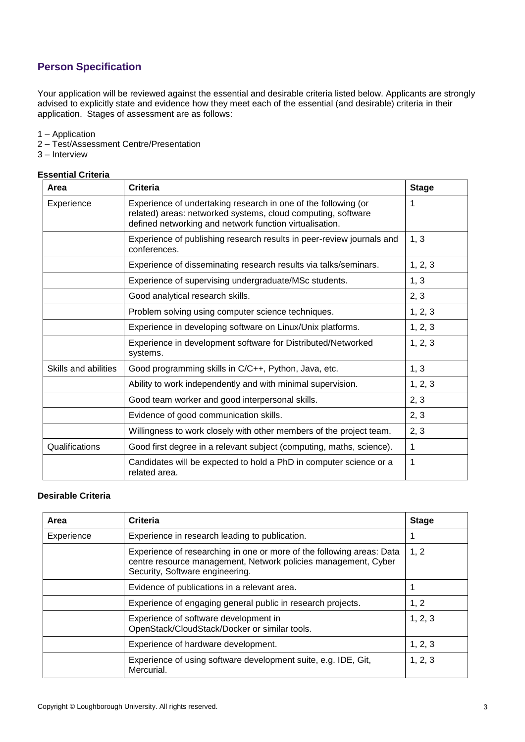## Person Specification

Your application will be reviewed against the essential and desirable criteria listed below. Applicants are strongly advised to explicitly state and evidence how they meet each of the essential (and desirable) criteria in their application. Stages of assessment are as follows:

1 – Application
2 – Test/Assessment Centre/Presentation
3 – Interview

**Essential Criteria**

| Area | Criteria | Stage |
|---|---|---|
| Experience | Experience of undertaking research in one of the following (or related) areas: networked systems, cloud computing, software defined networking and network function virtualisation. | 1 |
| | Experience of publishing research results in peer-review journals and conferences. | 1, 3 |
| | Experience of disseminating research results via talks/seminars. | 1, 2, 3 |
| | Experience of supervising undergraduate/MSc students. | 1, 3 |
| | Good analytical research skills. | 2, 3 |
| | Problem solving using computer science techniques. | 1, 2, 3 |
| | Experience in developing software on Linux/Unix platforms. | 1, 2, 3 |
| | Experience in development software for Distributed/Networked systems. | 1, 2, 3 |
| Skills and abilities | Good programming skills in C/C++, Python, Java, etc. | 1, 3 |
| | Ability to work independently and with minimal supervision. | 1, 2, 3 |
| | Good team worker and good interpersonal skills. | 2, 3 |
| | Evidence of good communication skills. | 2, 3 |
| | Willingness to work closely with other members of the project team. | 2, 3 |
| Qualifications | Good first degree in a relevant subject (computing, maths, science). | 1 |
| | Candidates will be expected to hold a PhD in computer science or a related area. | 1 |

**Desirable Criteria**

| Area | Criteria | Stage |
|---|---|---|
| Experience | Experience in research leading to publication. | 1 |
| | Experience of researching in one or more of the following areas: Data centre resource management, Network policies management, Cyber Security, Software engineering. | 1, 2 |
| | Evidence of publications in a relevant area. | 1 |
| | Experience of engaging general public in research projects. | 1, 2 |
| | Experience of software development in OpenStack/CloudStack/Docker or similar tools. | 1, 2, 3 |
| | Experience of hardware development. | 1, 2, 3 |
| | Experience of using software development suite, e.g. IDE, Git, Mercurial. | 1, 2, 3 |

Copyright © Loughborough University. All rights reserved.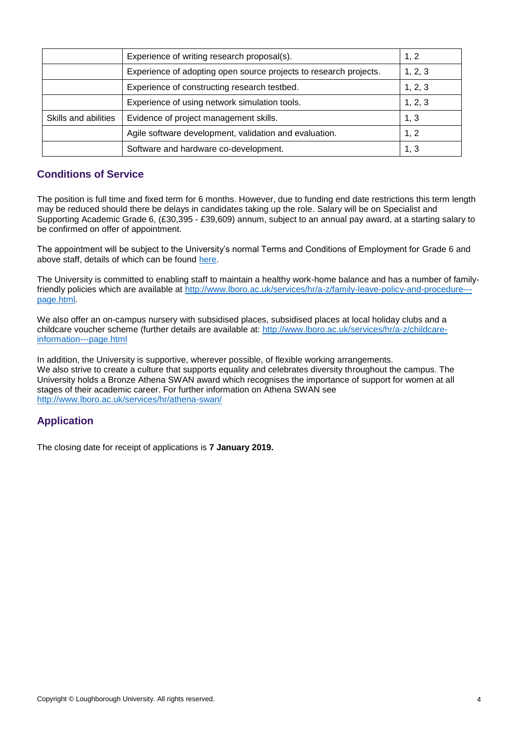| | | |
|---|---|---|
| | Experience of writing research proposal(s). | 1, 2 |
| | Experience of adopting open source projects to research projects. | 1, 2, 3 |
| | Experience of constructing research testbed. | 1, 2, 3 |
| | Experience of using network simulation tools. | 1, 2, 3 |
| Skills and abilities | Evidence of project management skills. | 1, 3 |
| | Agile software development, validation and evaluation. | 1, 2 |
| | Software and hardware co-development. | 1, 3 |

## Conditions of Service

The position is full time and fixed term for 6 months. However, due to funding end date restrictions this term length may be reduced should there be delays in candidates taking up the role. Salary will be on Specialist and Supporting Academic Grade 6, (£30,395 - £39,609) annum, subject to an annual pay award, at a starting salary to be confirmed on offer of appointment.

The appointment will be subject to the University's normal Terms and Conditions of Employment for Grade 6 and above staff, details of which can be found here.

The University is committed to enabling staff to maintain a healthy work-home balance and has a number of family-friendly policies which are available at http://www.lboro.ac.uk/services/hr/a-z/family-leave-policy-and-procedure---page.html.

We also offer an on-campus nursery with subsidised places, subsidised places at local holiday clubs and a childcare voucher scheme (further details are available at: http://www.lboro.ac.uk/services/hr/a-z/childcare-information---page.html

In addition, the University is supportive, wherever possible, of flexible working arrangements.
We also strive to create a culture that supports equality and celebrates diversity throughout the campus. The University holds a Bronze Athena SWAN award which recognises the importance of support for women at all stages of their academic career. For further information on Athena SWAN see http://www.lboro.ac.uk/services/hr/athena-swan/

## Application

The closing date for receipt of applications is **7 January 2019.**